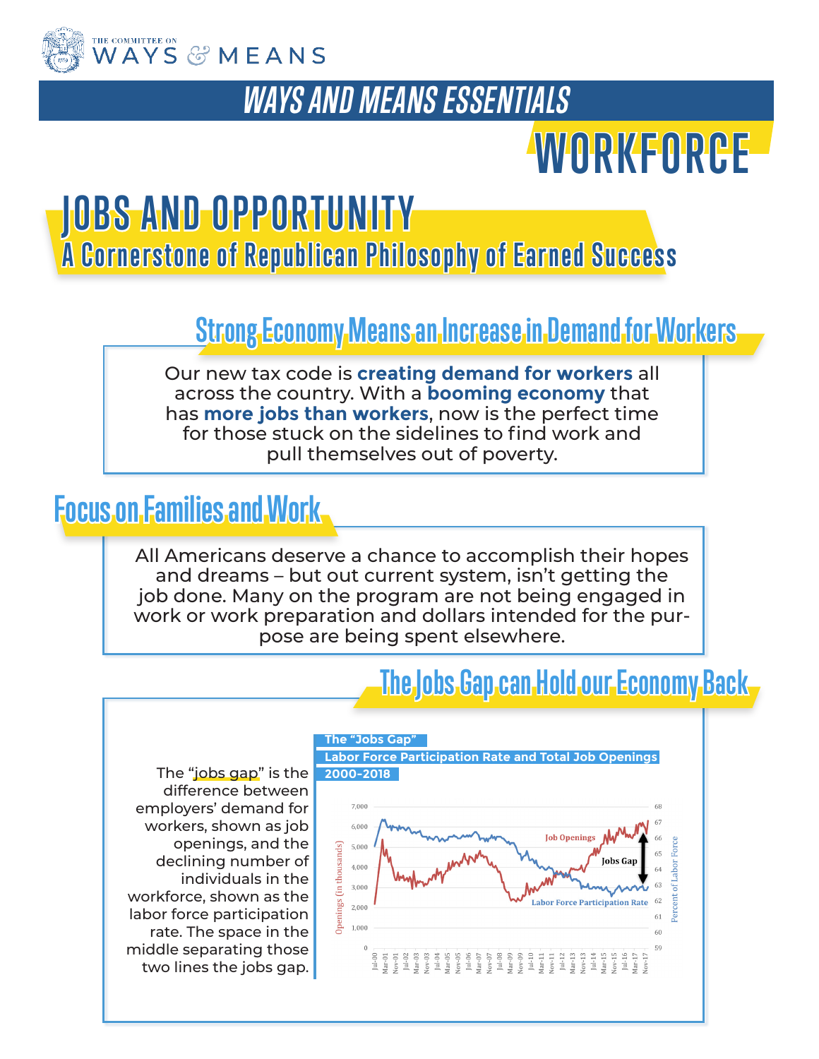THE COMMITTEE ON WAYS & MEANS

# WAYS AND MEANS ESSENTIALS

# WORKFORCE

## JOBS AND OPPORTUNITY

### A Cornerstone of Republican Philosophy of Earned Success

### Strong Economy Means an Increase in Demand for Workers

Our new tax code is **creating demand for workers** all across the country. With a **booming economy** that has **more jobs than workers**, now is the perfect time for those stuck on the sidelines to find work and pull themselves out of poverty.

### Focus on Families and Work

All Americans deserve a chance to accomplish their hopes and dreams – but out current system, isn't getting the job done. Many on the program are not being engaged in work or work preparation and dollars intended for the purpose are being spent elsewhere.

### The Jobs Gap can Hold our Economy Back

The "jobs gap" is the difference between employers' demand for workers, shown as job openings, and the declining number of individuals in the workforce, shown as the labor force participation rate. The space in the middle separating those two lines the jobs gap.

**The "Jobs Gap"**
**Labor Force Participation Rate and Total Job Openings**
**2000-2018**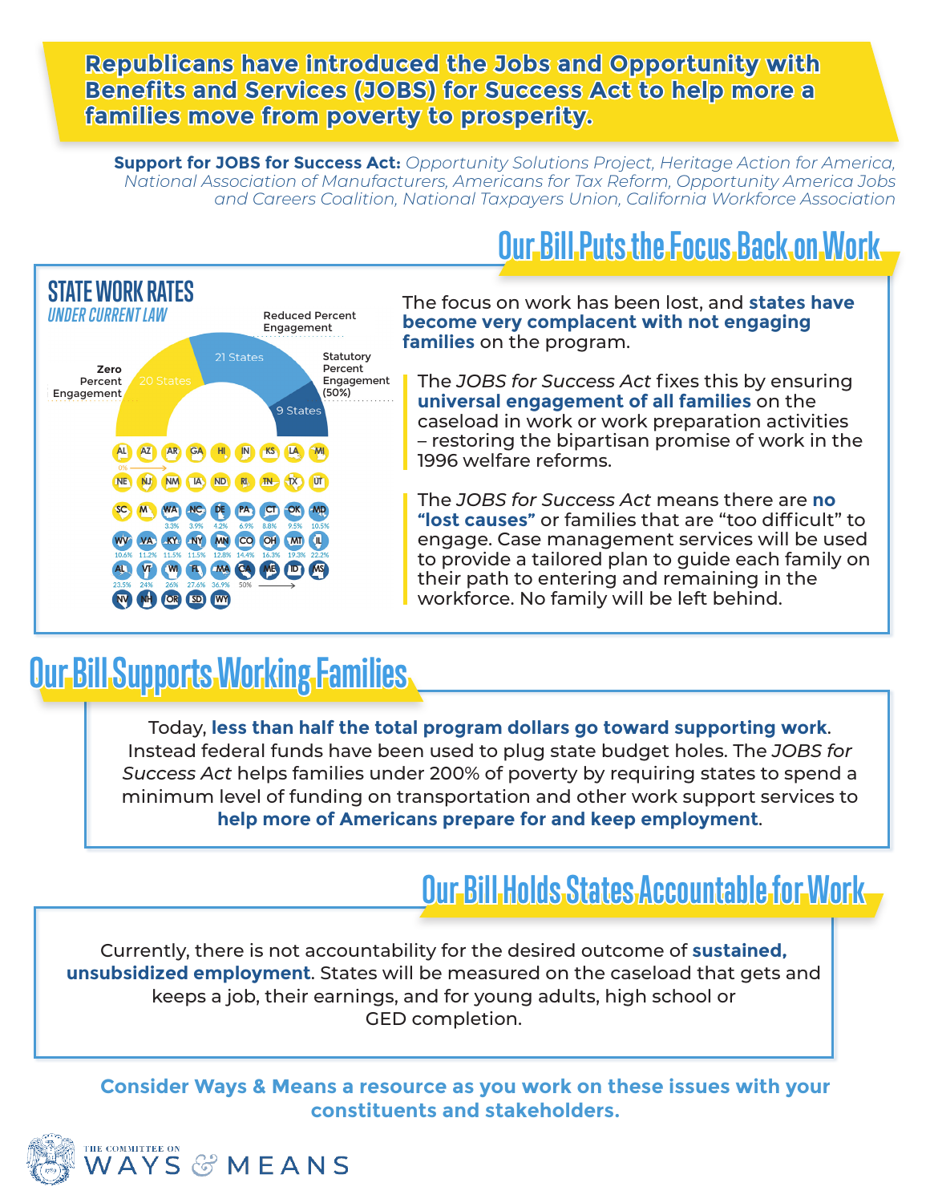**Republicans have introduced the Jobs and Opportunity with Benefits and Services (JOBS) for Success Act to help more a families move from poverty to prosperity.**

**Support for JOBS for Success Act:** *Opportunity Solutions Project, Heritage Action for America, National Association of Manufacturers, Americans for Tax Reform, Opportunity America Jobs and Careers Coalition, National Taxpayers Union, California Workforce Association*

## Our Bill Puts the Focus Back on Work

STATE WORK RATES

UNDER CURRENT LAW

Zero Percent Engagement

20 States

21 States

Reduced Percent Engagement

9 States

Statutory Percent Engagement (50%)

AL AZ AR GA HI IN KS LA MI

0%

NE NJ NM IA ND RI TN TX UT

SC M WA NC DE PA CT OK MO

3.3% 3.9% 4.2% 6.9% 8.8% 9.5% 10.5%

WV VA KY NY MN CO OH MT IL

10.6% 11.2% 11.5% 11.5% 12.8% 14.4% 16.3% 19.3% 22.2%

AL VT WI FL MA CA ME ID MS

23.5% 24% 26% 27.6% 36.9% 50%

NV NH OR SD WY

The focus on work has been lost, and **states have become very complacent with not engaging families** on the program.

The *JOBS for Success Act* fixes this by ensuring **universal engagement of all families** on the caseload in work or work preparation activities – restoring the bipartisan promise of work in the 1996 welfare reforms.

The *JOBS for Success Act* means there are **no "lost causes"** or families that are "too difficult" to engage. Case management services will be used to provide a tailored plan to guide each family on their path to entering and remaining in the workforce. No family will be left behind.

## Our Bill Supports Working Families

Today, **less than half the total program dollars go toward supporting work**. Instead federal funds have been used to plug state budget holes. The *JOBS for Success Act* helps families under 200% of poverty by requiring states to spend a minimum level of funding on transportation and other work support services to **help more of Americans prepare for and keep employment**.

## Our Bill Holds States Accountable for Work

Currently, there is not accountability for the desired outcome of **sustained, unsubsidized employment**. States will be measured on the caseload that gets and keeps a job, their earnings, and for young adults, high school or GED completion.

**Consider Ways & Means a resource as you work on these issues with your constituents and stakeholders.**

THE COMMITTEE ON WAYS & MEANS